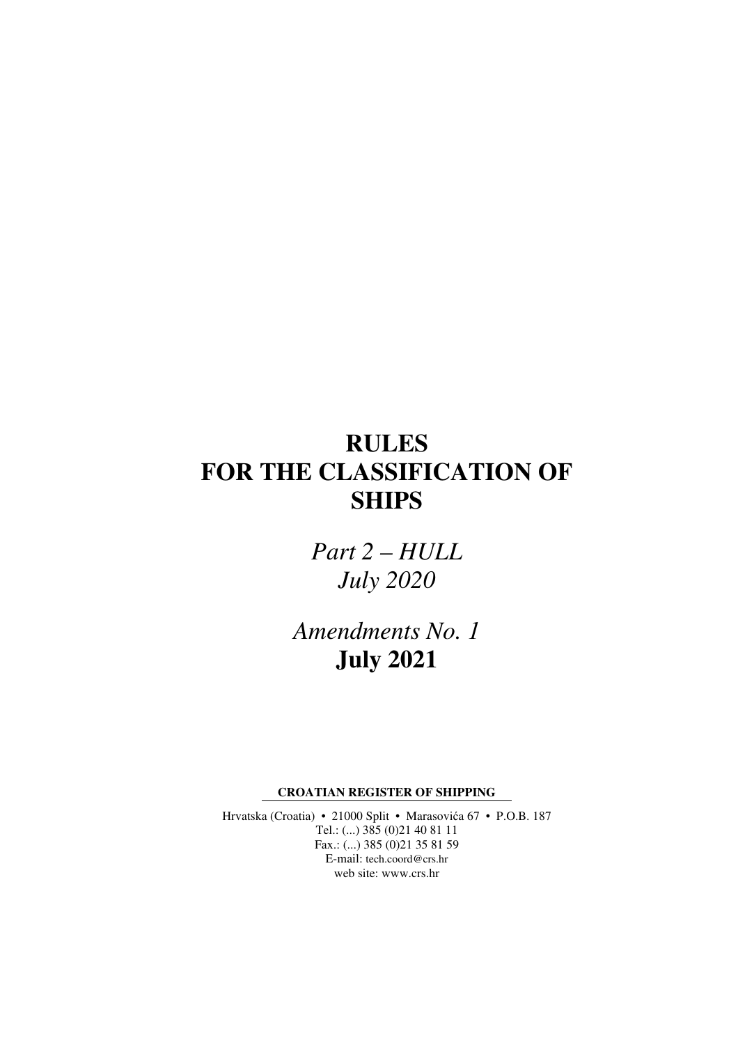# RULES FOR THE CLASSIFICATION OF SHIPS

*Part 2 – HULL*
*July 2020*

*Amendments No. 1*
**July 2021**

**CROATIAN REGISTER OF SHIPPING**

Hrvatska (Croatia) • 21000 Split • Marasovića 67 • P.O.B. 187
Tel.: (...) 385 (0)21 40 81 11
Fax.: (...) 385 (0)21 35 81 59
E-mail: tech.coord@crs.hr
web site: www.crs.hr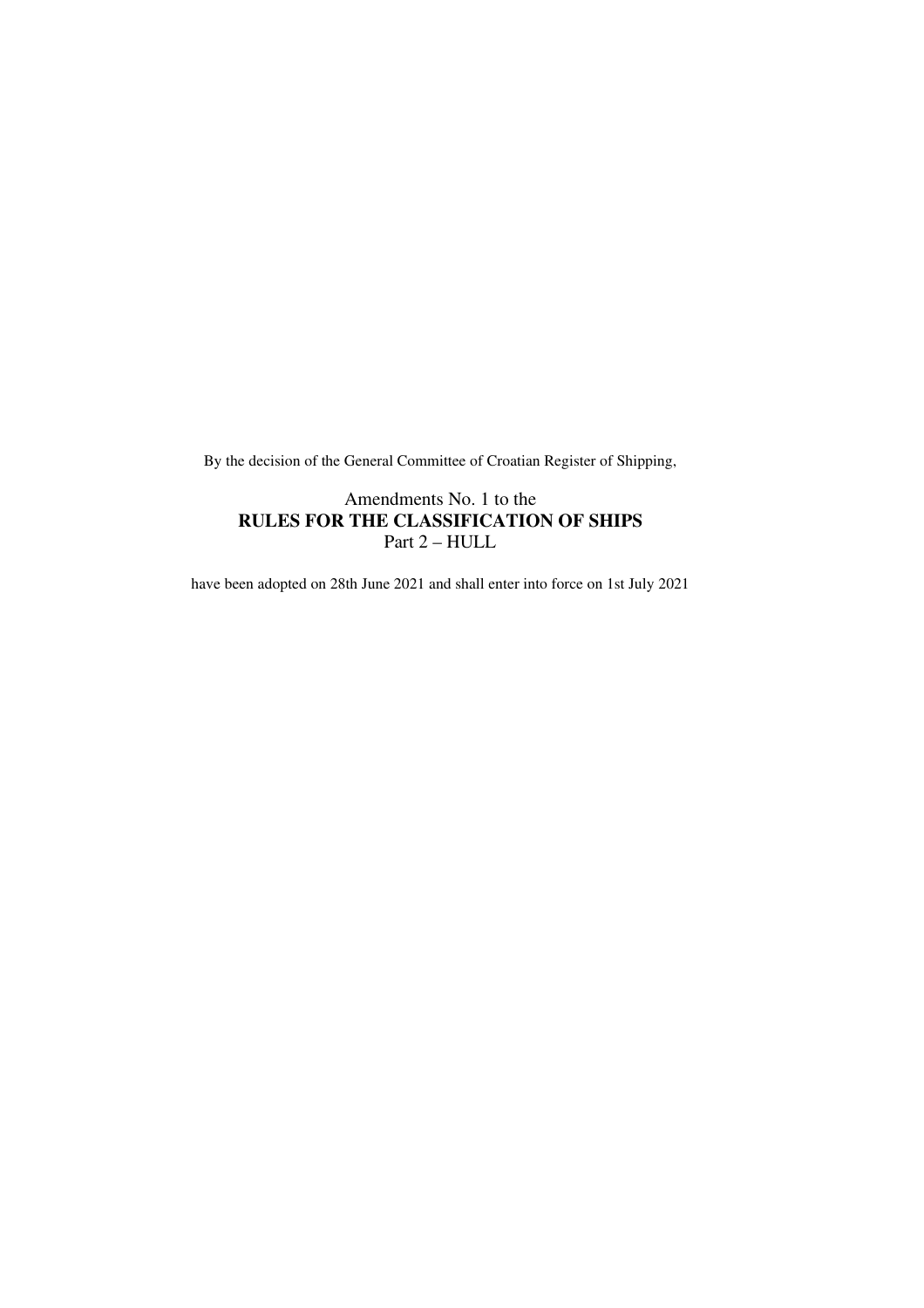By the decision of the General Committee of Croatian Register of Shipping,

Amendments No. 1 to the
**RULES FOR THE CLASSIFICATION OF SHIPS**
Part 2 – HULL

have been adopted on 28th June 2021 and shall enter into force on 1st July 2021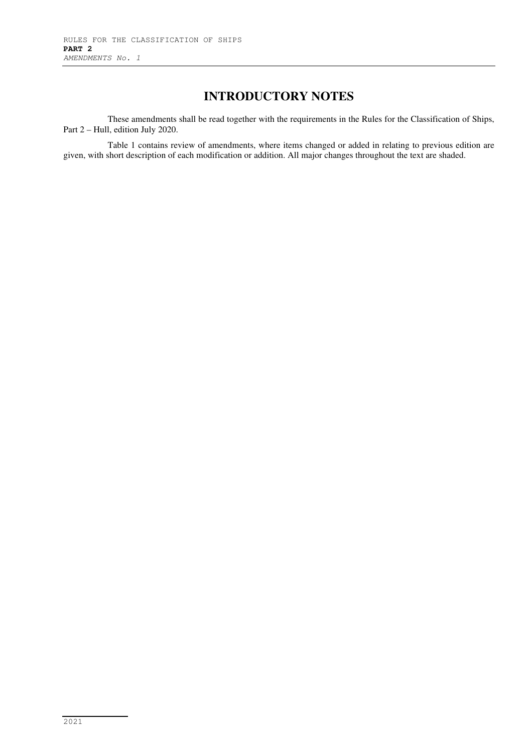# INTRODUCTORY NOTES

These amendments shall be read together with the requirements in the Rules for the Classification of Ships, Part 2 – Hull, edition July 2020.

Table 1 contains review of amendments, where items changed or added in relating to previous edition are given, with short description of each modification or addition. All major changes throughout the text are shaded.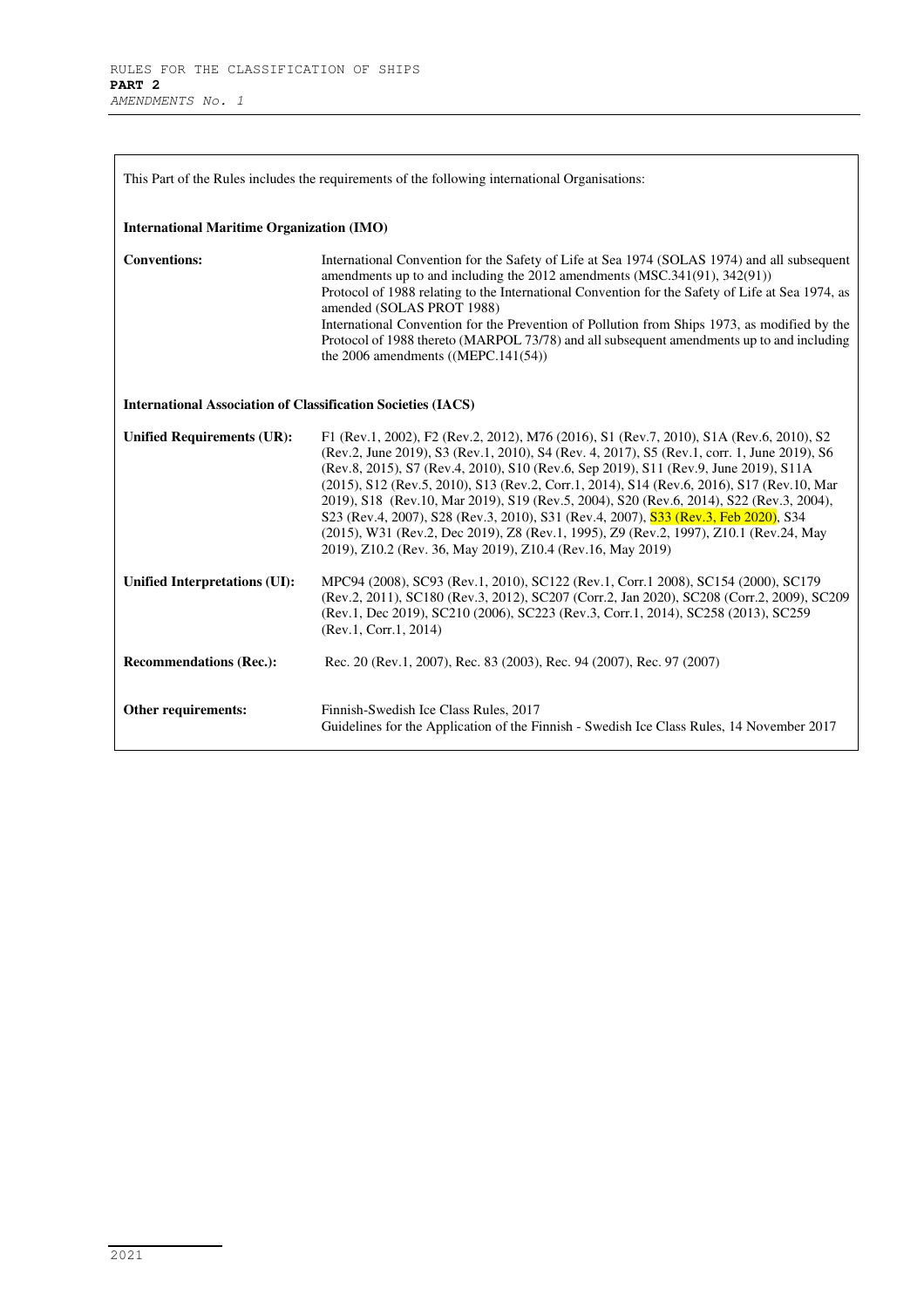This Part of the Rules includes the requirements of the following international Organisations:

**International Maritime Organization (IMO)**

| | |
|---|---|
| **Conventions:** | International Convention for the Safety of Life at Sea 1974 (SOLAS 1974) and all subsequent amendments up to and including the 2012 amendments (MSC.341(91), 342(91))<br>Protocol of 1988 relating to the International Convention for the Safety of Life at Sea 1974, as amended (SOLAS PROT 1988)<br>International Convention for the Prevention of Pollution from Ships 1973, as modified by the Protocol of 1988 thereto (MARPOL 73/78) and all subsequent amendments up to and including the 2006 amendments ((MEPC.141(54)) |

**International Association of Classification Societies (IACS)**

| | |
|---|---|
| **Unified Requirements (UR):** | F1 (Rev.1, 2002), F2 (Rev.2, 2012), M76 (2016), S1 (Rev.7, 2010), S1A (Rev.6, 2010), S2 (Rev.2, June 2019), S3 (Rev.1, 2010), S4 (Rev. 4, 2017), S5 (Rev.1, corr. 1, June 2019), S6 (Rev.8, 2015), S7 (Rev.4, 2010), S10 (Rev.6, Sep 2019), S11 (Rev.9, June 2019), S11A (2015), S12 (Rev.5, 2010), S13 (Rev.2, Corr.1, 2014), S14 (Rev.6, 2016), S17 (Rev.10, Mar 2019), S18 (Rev.10, Mar 2019), S19 (Rev.5, 2004), S20 (Rev.6, 2014), S22 (Rev.3, 2004), S23 (Rev.4, 2007), S28 (Rev.3, 2010), S31 (Rev.4, 2007), S33 (Rev.3, Feb 2020), S34 (2015), W31 (Rev.2, Dec 2019), Z8 (Rev.1, 1995), Z9 (Rev.2, 1997), Z10.1 (Rev.24, May 2019), Z10.2 (Rev. 36, May 2019), Z10.4 (Rev.16, May 2019) |
| **Unified Interpretations (UI):** | MPC94 (2008), SC93 (Rev.1, 2010), SC122 (Rev.1, Corr.1 2008), SC154 (2000), SC179 (Rev.2, 2011), SC180 (Rev.3, 2012), SC207 (Corr.2, Jan 2020), SC208 (Corr.2, 2009), SC209 (Rev.1, Dec 2019), SC210 (2006), SC223 (Rev.3, Corr.1, 2014), SC258 (2013), SC259 (Rev.1, Corr.1, 2014) |
| **Recommendations (Rec.):** | Rec. 20 (Rev.1, 2007), Rec. 83 (2003), Rec. 94 (2007), Rec. 97 (2007) |
| **Other requirements:** | Finnish-Swedish Ice Class Rules, 2017<br>Guidelines for the Application of the Finnish - Swedish Ice Class Rules, 14 November 2017 |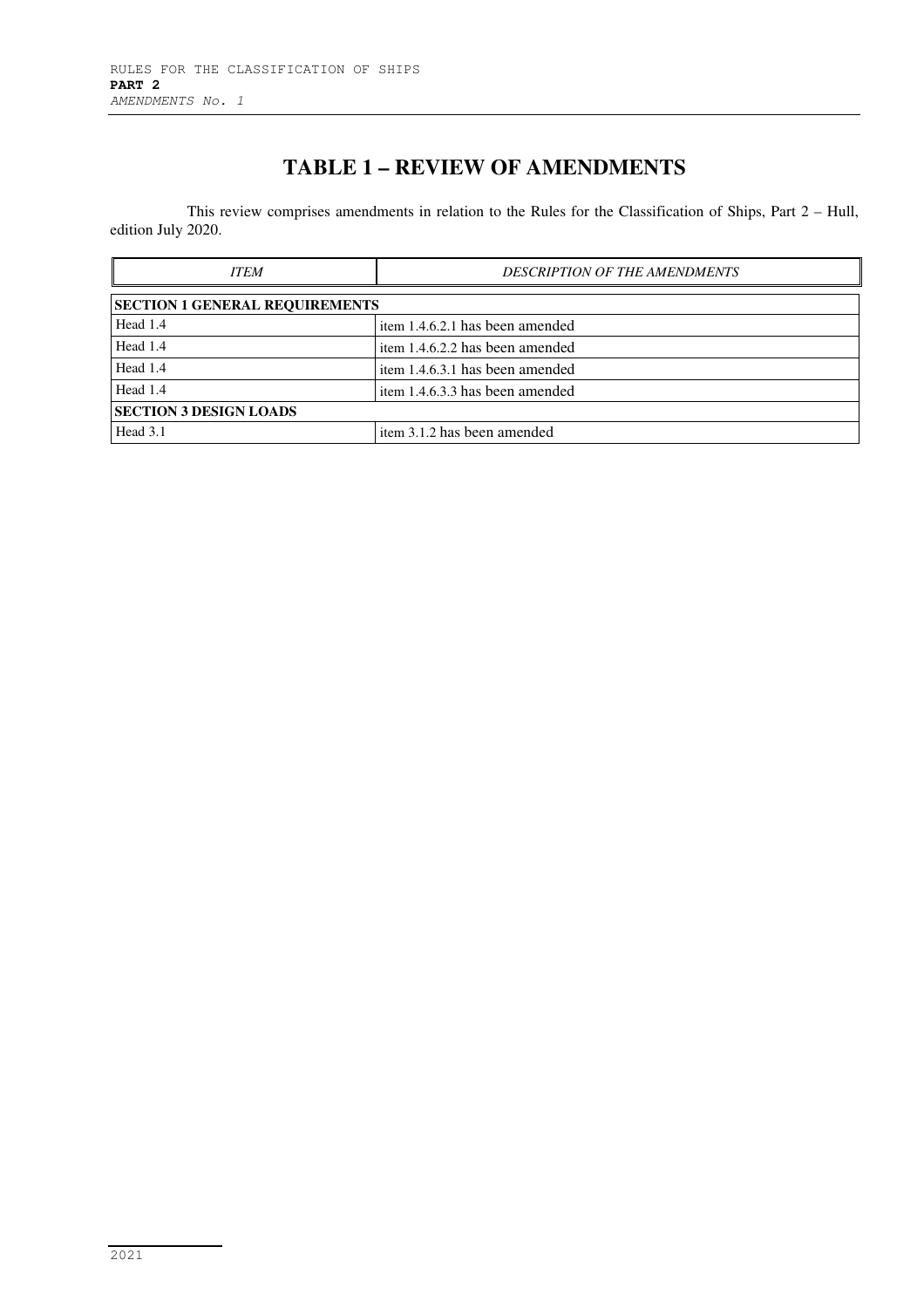# TABLE 1 – REVIEW OF AMENDMENTS

This review comprises amendments in relation to the Rules for the Classification of Ships, Part 2 – Hull, edition July 2020.

| *ITEM* | *DESCRIPTION OF THE AMENDMENTS* |
|---|---|
| **SECTION 1 GENERAL REQUIREMENTS** | |
| Head 1.4 | item 1.4.6.2.1 has been amended |
| Head 1.4 | item 1.4.6.2.2 has been amended |
| Head 1.4 | item 1.4.6.3.1 has been amended |
| Head 1.4 | item 1.4.6.3.3 has been amended |
| **SECTION 3 DESIGN LOADS** | |
| Head 3.1 | item 3.1.2 has been amended |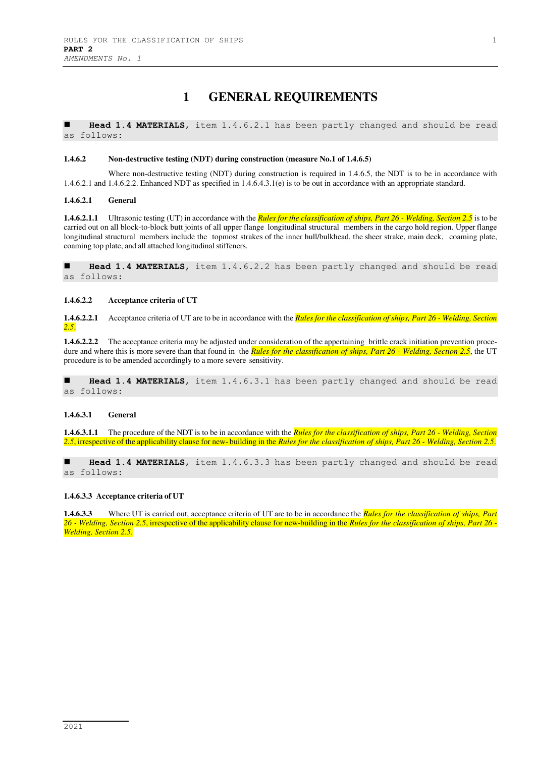# 1 GENERAL REQUIREMENTS

■ **Head 1.4 MATERIALS,** item 1.4.6.2.1 has been partly changed and should be read as follows:

**1.4.6.2 Non-destructive testing (NDT) during construction (measure No.1 of 1.4.6.5)**

Where non-destructive testing (NDT) during construction is required in 1.4.6.5, the NDT is to be in accordance with 1.4.6.2.1 and 1.4.6.2.2. Enhanced NDT as specified in 1.4.6.4.3.1(e) is to be out in accordance with an appropriate standard.

**1.4.6.2.1 General**

**1.4.6.2.1.1** Ultrasonic testing (UT) in accordance with the *Rules for the classification of ships, Part 26 - Welding, Section 2.5* is to be carried out on all block-to-block butt joints of all upper flange longitudinal structural members in the cargo hold region. Upper flange longitudinal structural members include the topmost strakes of the inner hull/bulkhead, the sheer strake, main deck, coaming plate, coaming top plate, and all attached longitudinal stiffeners.

■ **Head 1.4 MATERIALS,** item 1.4.6.2.2 has been partly changed and should be read as follows:

**1.4.6.2.2 Acceptance criteria of UT**

**1.4.6.2.2.1** Acceptance criteria of UT are to be in accordance with the *Rules for the classification of ships, Part 26 - Welding, Section 2.5*.

**1.4.6.2.2.2** The acceptance criteria may be adjusted under consideration of the appertaining brittle crack initiation prevention procedure and where this is more severe than that found in the *Rules for the classification of ships, Part 26 - Welding, Section 2.5*, the UT procedure is to be amended accordingly to a more severe sensitivity.

■ **Head 1.4 MATERIALS,** item 1.4.6.3.1 has been partly changed and should be read as follows:

**1.4.6.3.1 General**

**1.4.6.3.1.1** The procedure of the NDT is to be in accordance with the *Rules for the classification of ships, Part 26 - Welding, Section 2.5*, irrespective of the applicability clause for new- building in the *Rules for the classification of ships, Part 26 - Welding, Section 2.5*.

■ **Head 1.4 MATERIALS,** item 1.4.6.3.3 has been partly changed and should be read as follows:

**1.4.6.3.3 Acceptance criteria of UT**

**1.4.6.3.3** Where UT is carried out, acceptance criteria of UT are to be in accordance the *Rules for the classification of ships, Part 26 - Welding, Section 2.5*, irrespective of the applicability clause for new-building in the *Rules for the classification of ships, Part 26 - Welding, Section 2.5*.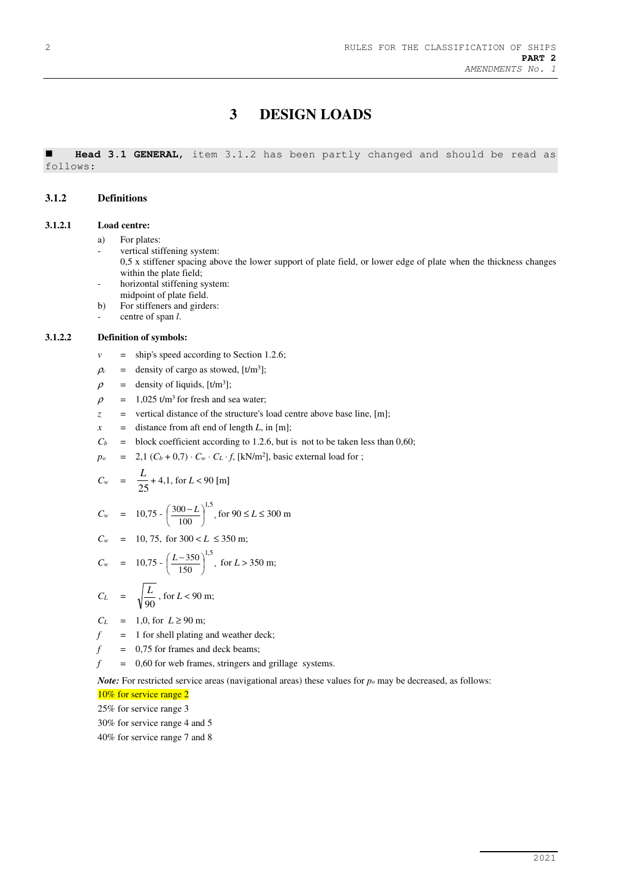# 3 DESIGN LOADS

■ **Head 3.1 GENERAL,** item 3.1.2 has been partly changed and should be read as follows:

### 3.1.2 Definitions

#### 3.1.2.1 Load centre:

a) For plates:
- vertical stiffening system:
  0,5 x stiffener spacing above the lower support of plate field, or lower edge of plate when the thickness changes within the plate field;
- horizontal stiffening system:
  midpoint of plate field.

b) For stiffeners and girders:
- centre of span *l*.

#### 3.1.2.2 Definition of symbols:

$v$ = ship's speed according to Section 1.2.6;

$\rho_c$ = density of cargo as stowed, [t/m$^3$];

$\rho$ = density of liquids, [t/m$^3$];

$\rho$ = 1,025 t/m$^3$ for fresh and sea water;

$z$ = vertical distance of the structure's load centre above base line, [m];

$x$ = distance from aft end of length $L$, in [m];

$C_b$ = block coefficient according to 1.2.6, but is not to be taken less than 0,60;

$p_o$ = $2{,}1\,(C_b + 0{,}7) \cdot C_w \cdot C_L \cdot f$, [kN/m$^2$], basic external load for ;

$C_w$ = $\dfrac{L}{25} + 4{,}1$, for $L < 90$ [m]

$C_w$ = $10{,}75 - \left(\dfrac{300 - L}{100}\right)^{1{,}5}$, for $90 \le L \le 300$ m

$C_w$ = 10, 75, for $300 < L \le 350$ m;

$C_w$ = $10{,}75 - \left(\dfrac{L - 350}{150}\right)^{1{,}5}$, for $L > 350$ m;

$C_L$ = $\sqrt{\dfrac{L}{90}}$, for $L < 90$ m;

$C_L$ = 1,0, for $L \ge 90$ m;

$f$ = 1 for shell plating and weather deck;

$f$ = 0,75 for frames and deck beams;

$f$ = 0,60 for web frames, stringers and grillage systems.

***Note:*** For restricted service areas (navigational areas) these values for $p_o$ may be decreased, as follows:

10% for service range 2

25% for service range 3

30% for service range 4 and 5

40% for service range 7 and 8